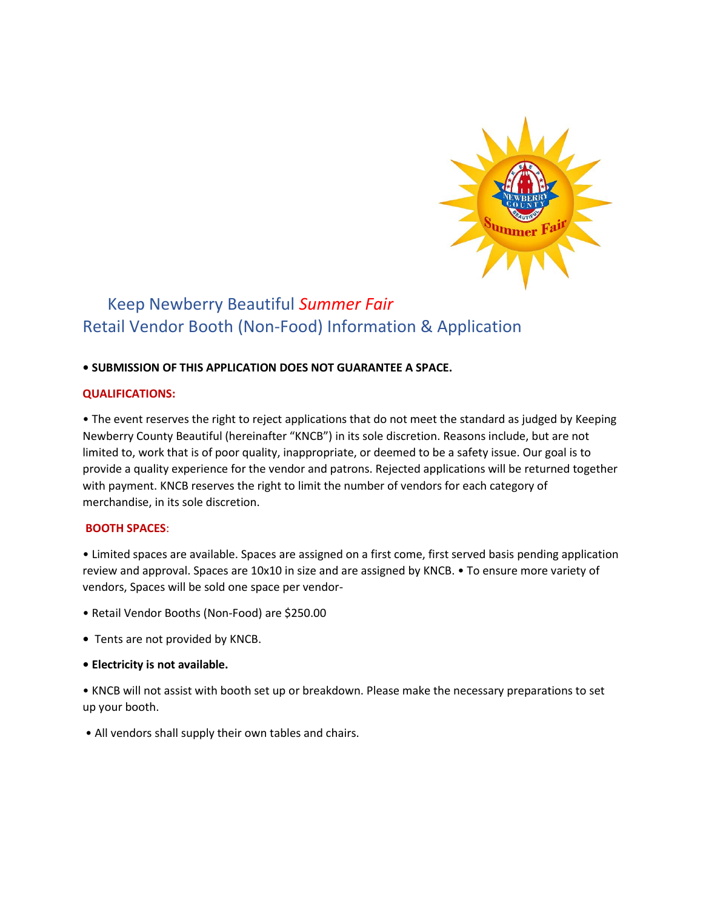# Keep Newberry Beautiful *Summer Fair*

## Retail Vendor Booth (Non-Food) Information & Application

**• SUBMISSION OF THIS APPLICATION DOES NOT GUARANTEE A SPACE.**

**QUALIFICATIONS:**

• The event reserves the right to reject applications that do not meet the standard as judged by Keeping Newberry County Beautiful (hereinafter "KNCB") in its sole discretion. Reasons include, but are not limited to, work that is of poor quality, inappropriate, or deemed to be a safety issue. Our goal is to provide a quality experience for the vendor and patrons. Rejected applications will be returned together with payment. KNCB reserves the right to limit the number of vendors for each category of merchandise, in its sole discretion.

**BOOTH SPACES**:

• Limited spaces are available. Spaces are assigned on a first come, first served basis pending application review and approval. Spaces are 10x10 in size and are assigned by KNCB. • To ensure more variety of vendors, Spaces will be sold one space per vendor-

• Retail Vendor Booths (Non-Food) are $250.00

• Tents are not provided by KNCB.

**• Electricity is not available.**

• KNCB will not assist with booth set up or breakdown. Please make the necessary preparations to set up your booth.

• All vendors shall supply their own tables and chairs.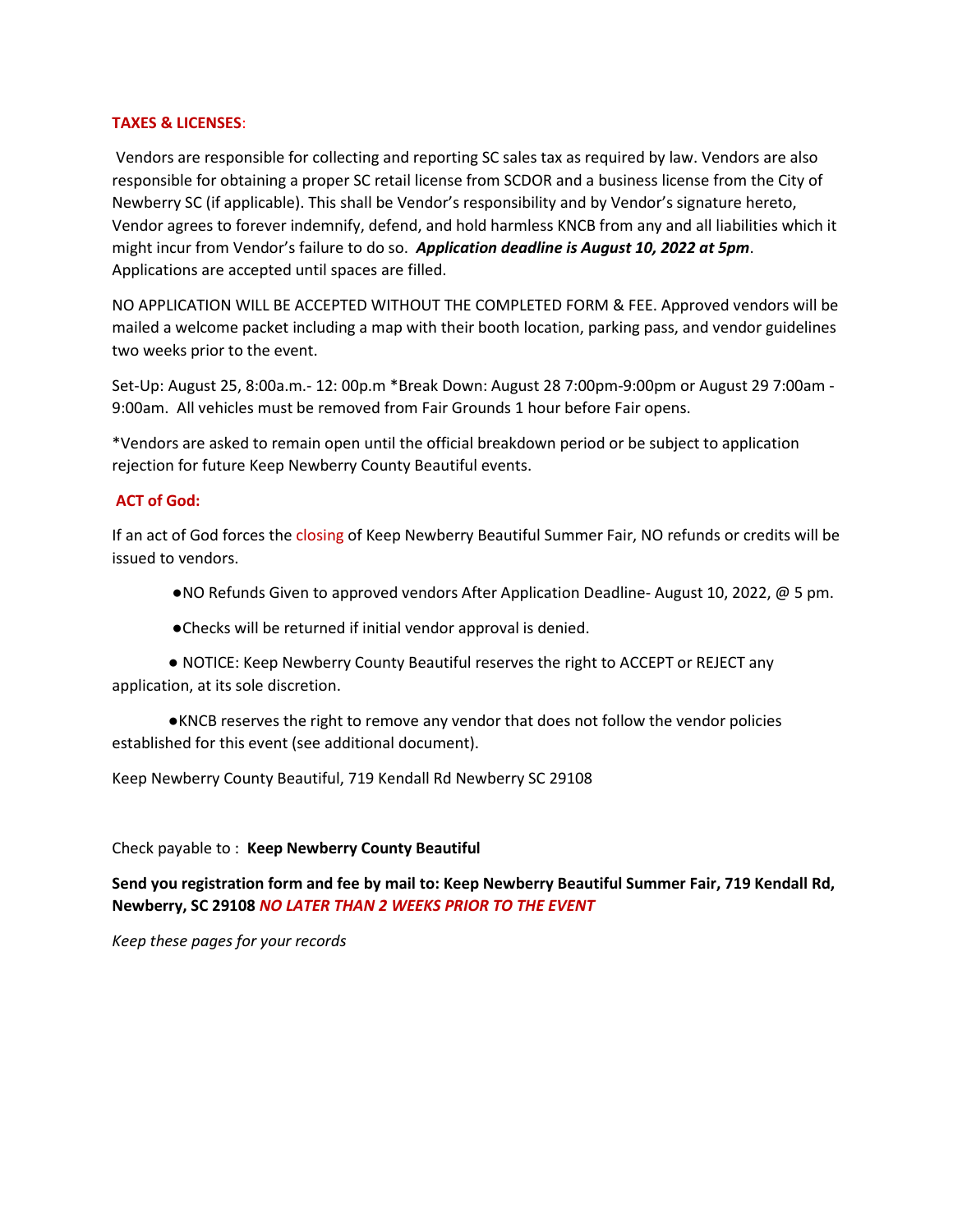**TAXES & LICENSES**:

Vendors are responsible for collecting and reporting SC sales tax as required by law. Vendors are also responsible for obtaining a proper SC retail license from SCDOR and a business license from the City of Newberry SC (if applicable). This shall be Vendor's responsibility and by Vendor's signature hereto, Vendor agrees to forever indemnify, defend, and hold harmless KNCB from any and all liabilities which it might incur from Vendor's failure to do so. ***Application deadline is August 10, 2022 at 5pm***. Applications are accepted until spaces are filled.

NO APPLICATION WILL BE ACCEPTED WITHOUT THE COMPLETED FORM & FEE. Approved vendors will be mailed a welcome packet including a map with their booth location, parking pass, and vendor guidelines two weeks prior to the event.

Set-Up: August 25, 8:00a.m.- 12: 00p.m *Break Down: August 28 7:00pm-9:00pm or August 29 7:00am - 9:00am. All vehicles must be removed from Fair Grounds 1 hour before Fair opens.

*Vendors are asked to remain open until the official breakdown period or be subject to application rejection for future Keep Newberry County Beautiful events.

**ACT of God:**

If an act of God forces the closing of Keep Newberry Beautiful Summer Fair, NO refunds or credits will be issued to vendors.

- NO Refunds Given to approved vendors After Application Deadline- August 10, 2022, @ 5 pm.
- Checks will be returned if initial vendor approval is denied.
- NOTICE: Keep Newberry County Beautiful reserves the right to ACCEPT or REJECT any application, at its sole discretion.
- KNCB reserves the right to remove any vendor that does not follow the vendor policies established for this event (see additional document).

Keep Newberry County Beautiful, 719 Kendall Rd Newberry SC 29108

Check payable to : **Keep Newberry County Beautiful**

**Send you registration form and fee by mail to: Keep Newberry Beautiful Summer Fair, 719 Kendall Rd, Newberry, SC 29108** ***NO LATER THAN 2 WEEKS PRIOR TO THE EVENT***

*Keep these pages for your records*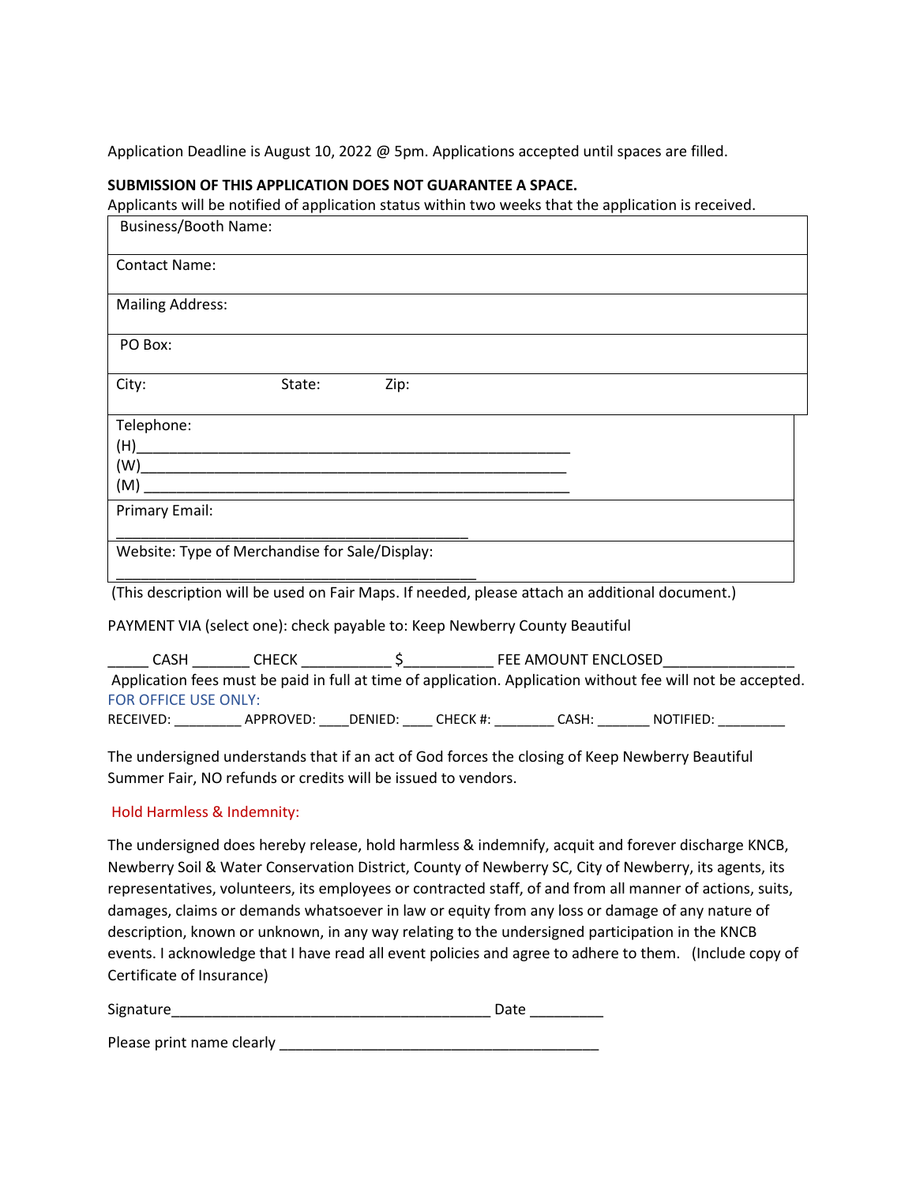Application Deadline is August 10, 2022 @ 5pm. Applications accepted until spaces are filled.

**SUBMISSION OF THIS APPLICATION DOES NOT GUARANTEE A SPACE.**
Applicants will be notified of application status within two weeks that the application is received.

| Business/Booth Name: |
|---|
| Contact Name: |
| Mailing Address: |
| PO Box: |
| City: State: Zip: |
| Telephone:<br>(H)\_\_\_\_\_\_\_\_\_\_\_\_\_\_\_\_\_\_\_\_\_\_\_\_\_\_\_\_\_\_\_\_\_\_\_\_\_\_\_\_\_\_\_\_\_\_\_\_\_\_\_\_<br>(W)\_\_\_\_\_\_\_\_\_\_\_\_\_\_\_\_\_\_\_\_\_\_\_\_\_\_\_\_\_\_\_\_\_\_\_\_\_\_\_\_\_\_\_\_\_\_\_\_\_\_\_<br>(M) \_\_\_\_\_\_\_\_\_\_\_\_\_\_\_\_\_\_\_\_\_\_\_\_\_\_\_\_\_\_\_\_\_\_\_\_\_\_\_\_\_\_\_\_\_\_\_\_\_\_ |
| Primary Email:<br>\_\_\_\_\_\_\_\_\_\_\_\_\_\_\_\_\_\_\_\_\_\_\_\_\_\_\_\_\_\_\_\_\_\_\_\_\_\_\_\_\_\_\_\_ |
| Website: Type of Merchandise for Sale/Display:<br>\_\_\_\_\_\_\_\_\_\_\_\_\_\_\_\_\_\_\_\_\_\_\_\_\_\_\_\_\_\_\_\_\_\_\_\_\_\_\_\_\_\_\_\_ |

(This description will be used on Fair Maps. If needed, please attach an additional document.)

PAYMENT VIA (select one): check payable to: Keep Newberry County Beautiful

\_\_\_\_\_ CASH \_\_\_\_\_\_\_ CHECK \_\_\_\_\_\_\_\_\_\_\_ $\_\_\_\_\_\_\_\_\_\_\_ FEE AMOUNT ENCLOSED\_\_\_\_\_\_\_\_\_\_\_\_\_\_\_\_

Application fees must be paid in full at time of application. Application without fee will not be accepted.

FOR OFFICE USE ONLY:

RECEIVED: \_\_\_\_\_\_\_\_\_ APPROVED: \_\_\_\_DENIED: \_\_\_\_ CHECK #: \_\_\_\_\_\_\_\_ CASH: \_\_\_\_\_\_\_ NOTIFIED: \_\_\_\_\_\_\_\_\_

The undersigned understands that if an act of God forces the closing of Keep Newberry Beautiful Summer Fair, NO refunds or credits will be issued to vendors.

Hold Harmless & Indemnity:

The undersigned does hereby release, hold harmless & indemnify, acquit and forever discharge KNCB, Newberry Soil & Water Conservation District, County of Newberry SC, City of Newberry, its agents, its representatives, volunteers, its employees or contracted staff, of and from all manner of actions, suits, damages, claims or demands whatsoever in law or equity from any loss or damage of any nature of description, known or unknown, in any way relating to the undersigned participation in the KNCB events. I acknowledge that I have read all event policies and agree to adhere to them. (Include copy of Certificate of Insurance)

Signature\_\_\_\_\_\_\_\_\_\_\_\_\_\_\_\_\_\_\_\_\_\_\_\_\_\_\_\_\_\_\_\_\_\_\_\_\_\_\_\_ Date \_\_\_\_\_\_\_\_\_

Please print name clearly \_\_\_\_\_\_\_\_\_\_\_\_\_\_\_\_\_\_\_\_\_\_\_\_\_\_\_\_\_\_\_\_\_\_\_\_\_\_\_\_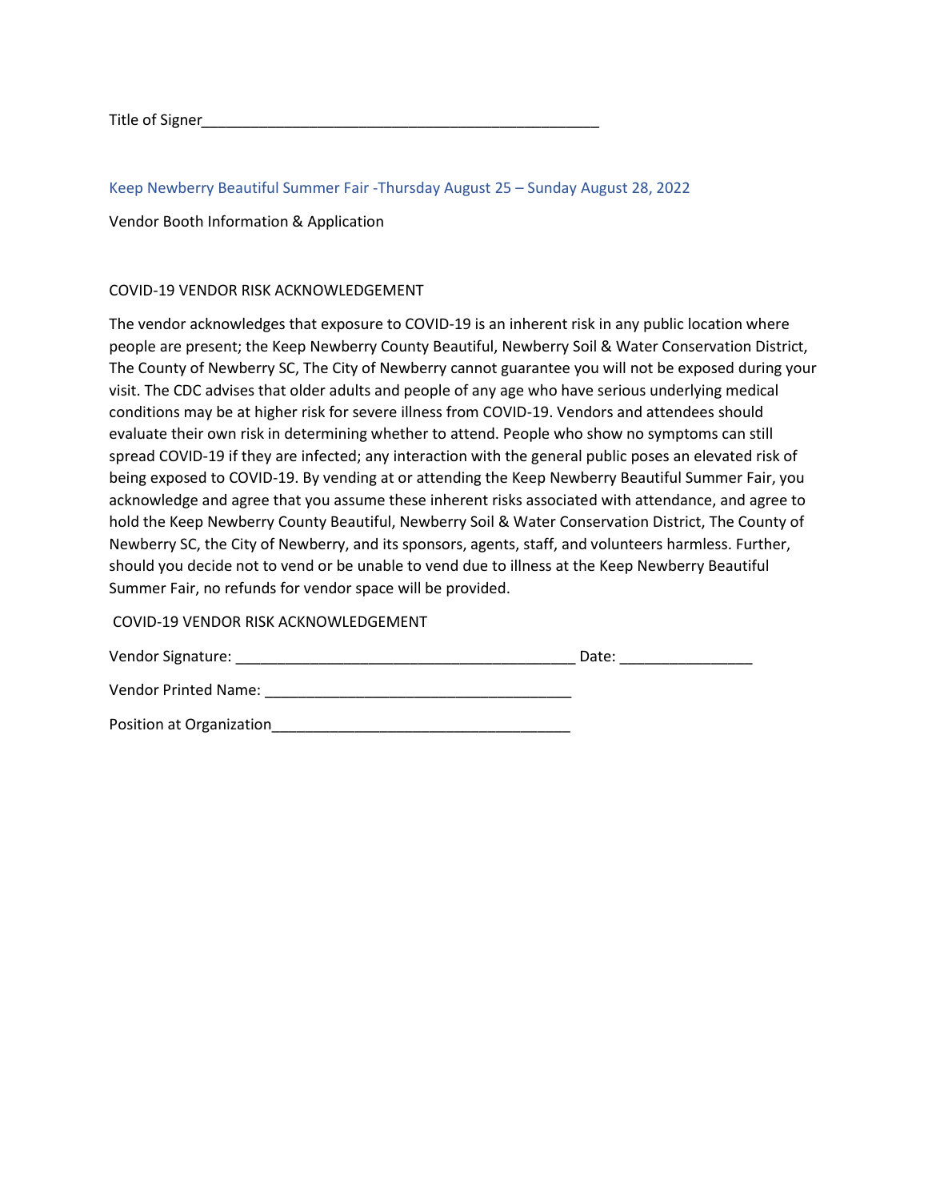Title of Signer_______________________________________________

Keep Newberry Beautiful Summer Fair -Thursday August 25 – Sunday August 28, 2022

Vendor Booth Information & Application

COVID-19 VENDOR RISK ACKNOWLEDGEMENT

The vendor acknowledges that exposure to COVID-19 is an inherent risk in any public location where people are present; the Keep Newberry County Beautiful, Newberry Soil & Water Conservation District, The County of Newberry SC, The City of Newberry cannot guarantee you will not be exposed during your visit. The CDC advises that older adults and people of any age who have serious underlying medical conditions may be at higher risk for severe illness from COVID-19. Vendors and attendees should evaluate their own risk in determining whether to attend. People who show no symptoms can still spread COVID-19 if they are infected; any interaction with the general public poses an elevated risk of being exposed to COVID-19. By vending at or attending the Keep Newberry Beautiful Summer Fair, you acknowledge and agree that you assume these inherent risks associated with attendance, and agree to hold the Keep Newberry County Beautiful, Newberry Soil & Water Conservation District, The County of Newberry SC, the City of Newberry, and its sponsors, agents, staff, and volunteers harmless. Further, should you decide not to vend or be unable to vend due to illness at the Keep Newberry Beautiful Summer Fair, no refunds for vendor space will be provided.

COVID-19 VENDOR RISK ACKNOWLEDGEMENT

Vendor Signature: ________________________________________ Date: _______________

Vendor Printed Name: ____________________________________

Position at Organization___________________________________